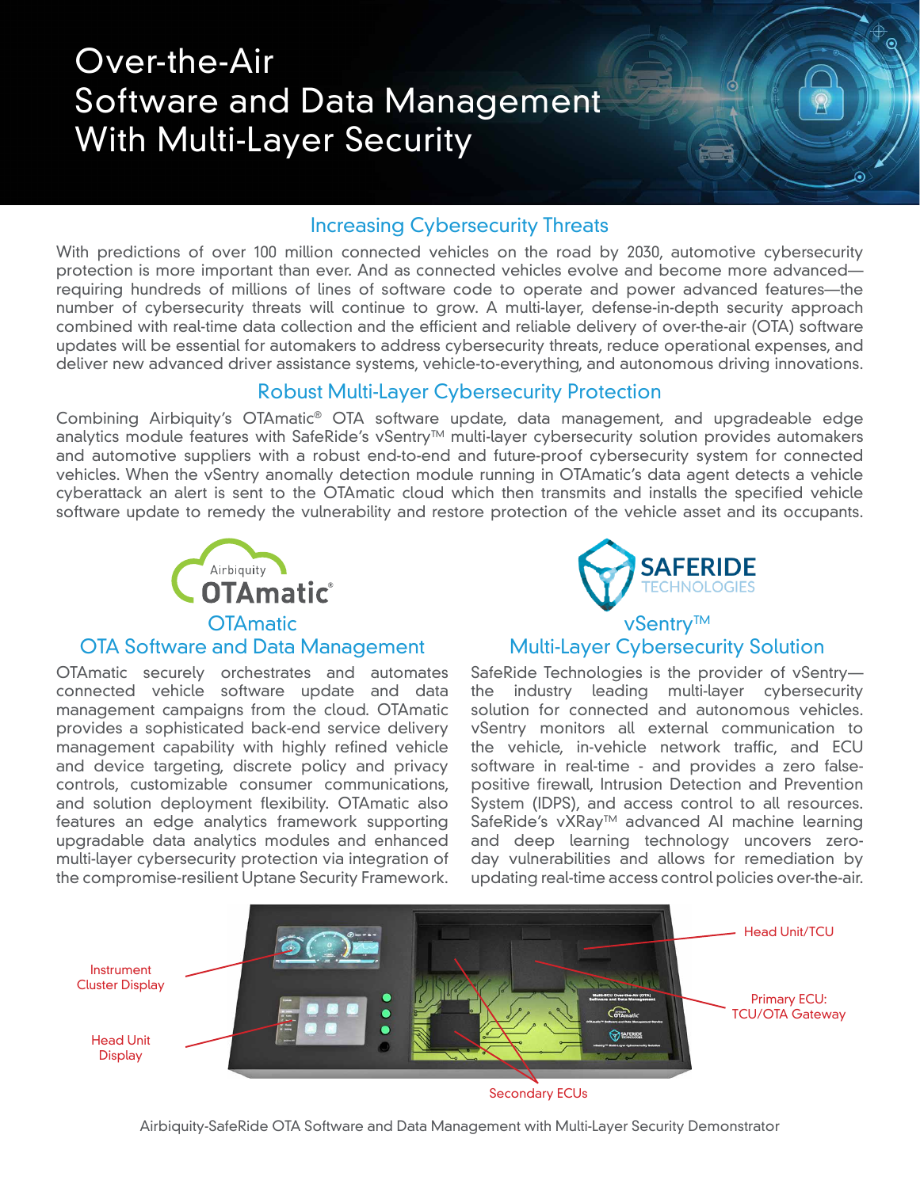# Over-the-Air Software and Data Management With Multi-Layer Security

## Increasing Cybersecurity Threats

With predictions of over 100 million connected vehicles on the road by 2030, automotive cybersecurity protection is more important than ever. And as connected vehicles evolve and become more advanced—requiring hundreds of millions of lines of software code to operate and power advanced features—the number of cybersecurity threats will continue to grow. A multi-layer, defense-in-depth security approach combined with real-time data collection and the efficient and reliable delivery of over-the-air (OTA) software updates will be essential for automakers to address cybersecurity threats, reduce operational expenses, and deliver new advanced driver assistance systems, vehicle-to-everything, and autonomous driving innovations.

## Robust Multi-Layer Cybersecurity Protection

Combining Airbiquity's OTAmatic® OTA software update, data management, and upgradeable edge analytics module features with SafeRide's vSentry™ multi-layer cybersecurity solution provides automakers and automotive suppliers with a robust end-to-end and future-proof cybersecurity system for connected vehicles. When the vSentry anomaly detection module running in OTAmatic's data agent detects a vehicle cyberattack an alert is sent to the OTAmatic cloud which then transmits and installs the specified vehicle software update to remedy the vulnerability and restore protection of the vehicle asset and its occupants.

### OTAmatic
### OTA Software and Data Management

OTAmatic securely orchestrates and automates connected vehicle software update and data management campaigns from the cloud. OTAmatic provides a sophisticated back-end service delivery management capability with highly refined vehicle and device targeting, discrete policy and privacy controls, customizable consumer communications, and solution deployment flexibility. OTAmatic also features an edge analytics framework supporting upgradable data analytics modules and enhanced multi-layer cybersecurity protection via integration of the compromise-resilient Uptane Security Framework.

### vSentry™
### Multi-Layer Cybersecurity Solution

SafeRide Technologies is the provider of vSentry—the industry leading multi-layer cybersecurity solution for connected and autonomous vehicles. vSentry monitors all external communication to the vehicle, in-vehicle network traffic, and ECU software in real-time - and provides a zero false-positive firewall, Intrusion Detection and Prevention System (IDPS), and access control to all resources. SafeRide's vXRay™ advanced AI machine learning and deep learning technology uncovers zero-day vulnerabilities and allows for remediation by updating real-time access control policies over-the-air.

Instrument Cluster Display

Head Unit Display

Head Unit/TCU

Primary ECU: TCU/OTA Gateway

Secondary ECUs

Airbiquity-SafeRide OTA Software and Data Management with Multi-Layer Security Demonstrator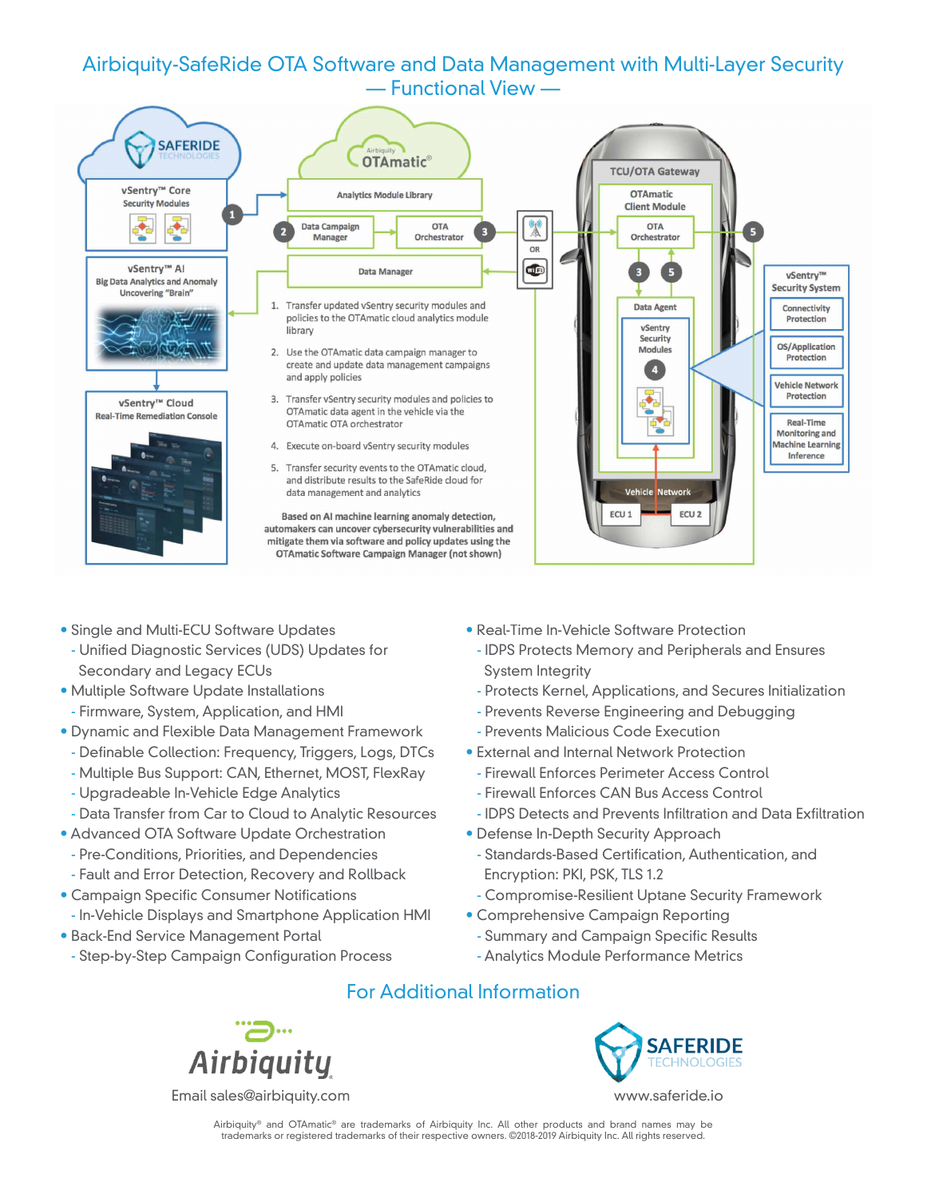# Airbiquity-SafeRide OTA Software and Data Management with Multi-Layer Security — Functional View —

SAFERIDE TECHNOLOGIES

vSentry™ Core
Security Modules

vSentry™ AI
Big Data Analytics and Anomaly Uncovering "Brain"

vSentry™ Cloud
Real-Time Remediation Console

Airbiquity OTAmatic®

Analytics Module Library

Data Campaign Manager

OTA Orchestrator

Data Manager

OR

TCU/OTA Gateway

OTAmatic Client Module

OTA Orchestrator

Data Agent

vSentry Security Modules

Vehicle Network

ECU 1

ECU 2

vSentry™ Security System

Connectivity Protection

OS/Application Protection

Vehicle Network Protection

Real-Time Monitoring and Machine Learning Inference

1. Transfer updated vSentry security modules and policies to the OTAmatic cloud analytics module library
2. Use the OTAmatic data campaign manager to create and update data management campaigns and apply policies
3. Transfer vSentry security modules and policies to OTAmatic data agent in the vehicle via the OTAmatic OTA orchestrator
4. Execute on-board vSentry security modules
5. Transfer security events to the OTAmatic cloud, and distribute results to the SafeRide cloud for data management and analytics

**Based on AI machine learning anomaly detection, automakers can uncover cybersecurity vulnerabilities and mitigate them via software and policy updates using the OTAmatic Software Campaign Manager (not shown)**

- Single and Multi-ECU Software Updates
  - Unified Diagnostic Services (UDS) Updates for Secondary and Legacy ECUs
- Multiple Software Update Installations
  - Firmware, System, Application, and HMI
- Dynamic and Flexible Data Management Framework
  - Definable Collection: Frequency, Triggers, Logs, DTCs
  - Multiple Bus Support: CAN, Ethernet, MOST, FlexRay
  - Upgradeable In-Vehicle Edge Analytics
  - Data Transfer from Car to Cloud to Analytic Resources
- Advanced OTA Software Update Orchestration
  - Pre-Conditions, Priorities, and Dependencies
  - Fault and Error Detection, Recovery and Rollback
- Campaign Specific Consumer Notifications
  - In-Vehicle Displays and Smartphone Application HMI
- Back-End Service Management Portal
  - Step-by-Step Campaign Configuration Process
- Real-Time In-Vehicle Software Protection
  - IDPS Protects Memory and Peripherals and Ensures System Integrity
  - Protects Kernel, Applications, and Secures Initialization
  - Prevents Reverse Engineering and Debugging
  - Prevents Malicious Code Execution
- External and Internal Network Protection
  - Firewall Enforces Perimeter Access Control
  - Firewall Enforces CAN Bus Access Control
  - IDPS Detects and Prevents Infiltration and Data Exfiltration
- Defense In-Depth Security Approach
  - Standards-Based Certification, Authentication, and Encryption: PKI, PSK, TLS 1.2
  - Compromise-Resilient Uptane Security Framework
- Comprehensive Campaign Reporting
  - Summary and Campaign Specific Results
  - Analytics Module Performance Metrics

## For Additional Information

Airbiquity

Email sales@airbiquity.com

SAFERIDE TECHNOLOGIES

www.saferide.io

Airbiquity® and OTAmatic® are trademarks of Airbiquity Inc. All other products and brand names may be trademarks or registered trademarks of their respective owners. ©2018-2019 Airbiquity Inc. All rights reserved.